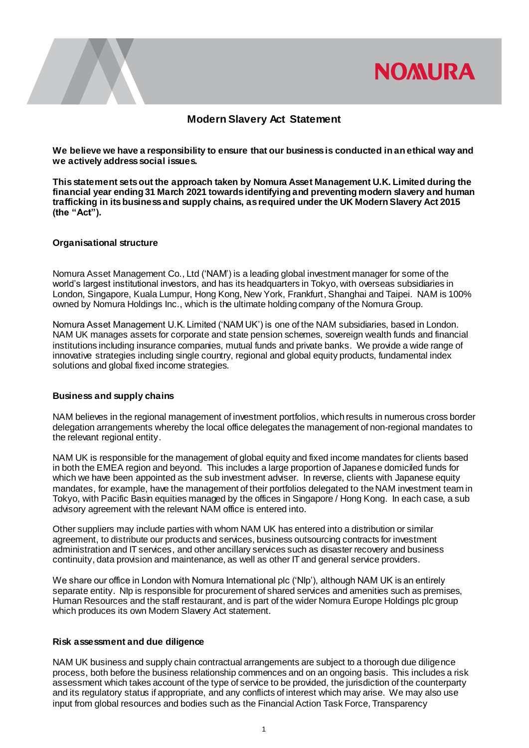# Modern Slavery Act Statement

**We believe we have a responsibility to ensure that our business is conducted in an ethical way and we actively address social issues.**

**This statement sets out the approach taken by Nomura Asset Management U.K. Limited during the financial year ending 31 March 2021 towards identifying and preventing modern slavery and human trafficking in its business and supply chains, as required under the UK Modern Slavery Act 2015 (the "Act").**

## Organisational structure

Nomura Asset Management Co., Ltd ('NAM') is a leading global investment manager for some of the world's largest institutional investors, and has its headquarters in Tokyo, with overseas subsidiaries in London, Singapore, Kuala Lumpur, Hong Kong, New York, Frankfurt, Shanghai and Taipei. NAM is 100% owned by Nomura Holdings Inc., which is the ultimate holding company of the Nomura Group.

Nomura Asset Management U.K. Limited ('NAM UK') is one of the NAM subsidiaries, based in London. NAM UK manages assets for corporate and state pension schemes, sovereign wealth funds and financial institutions including insurance companies, mutual funds and private banks. We provide a wide range of innovative strategies including single country, regional and global equity products, fundamental index solutions and global fixed income strategies.

## Business and supply chains

NAM believes in the regional management of investment portfolios, which results in numerous cross border delegation arrangements whereby the local office delegates the management of non-regional mandates to the relevant regional entity.

NAM UK is responsible for the management of global equity and fixed income mandates for clients based in both the EMEA region and beyond. This includes a large proportion of Japanese domiciled funds for which we have been appointed as the sub investment adviser. In reverse, clients with Japanese equity mandates, for example, have the management of their portfolios delegated to the NAM investment team in Tokyo, with Pacific Basin equities managed by the offices in Singapore / Hong Kong. In each case, a sub advisory agreement with the relevant NAM office is entered into.

Other suppliers may include parties with whom NAM UK has entered into a distribution or similar agreement, to distribute our products and services, business outsourcing contracts for investment administration and IT services, and other ancillary services such as disaster recovery and business continuity, data provision and maintenance, as well as other IT and general service providers.

We share our office in London with Nomura International plc ('NIp'), although NAM UK is an entirely separate entity. NIp is responsible for procurement of shared services and amenities such as premises, Human Resources and the staff restaurant, and is part of the wider Nomura Europe Holdings plc group which produces its own Modern Slavery Act statement.

## Risk assessment and due diligence

NAM UK business and supply chain contractual arrangements are subject to a thorough due diligence process, both before the business relationship commences and on an ongoing basis. This includes a risk assessment which takes account of the type of service to be provided, the jurisdiction of the counterparty and its regulatory status if appropriate, and any conflicts of interest which may arise. We may also use input from global resources and bodies such as the Financial Action Task Force, Transparency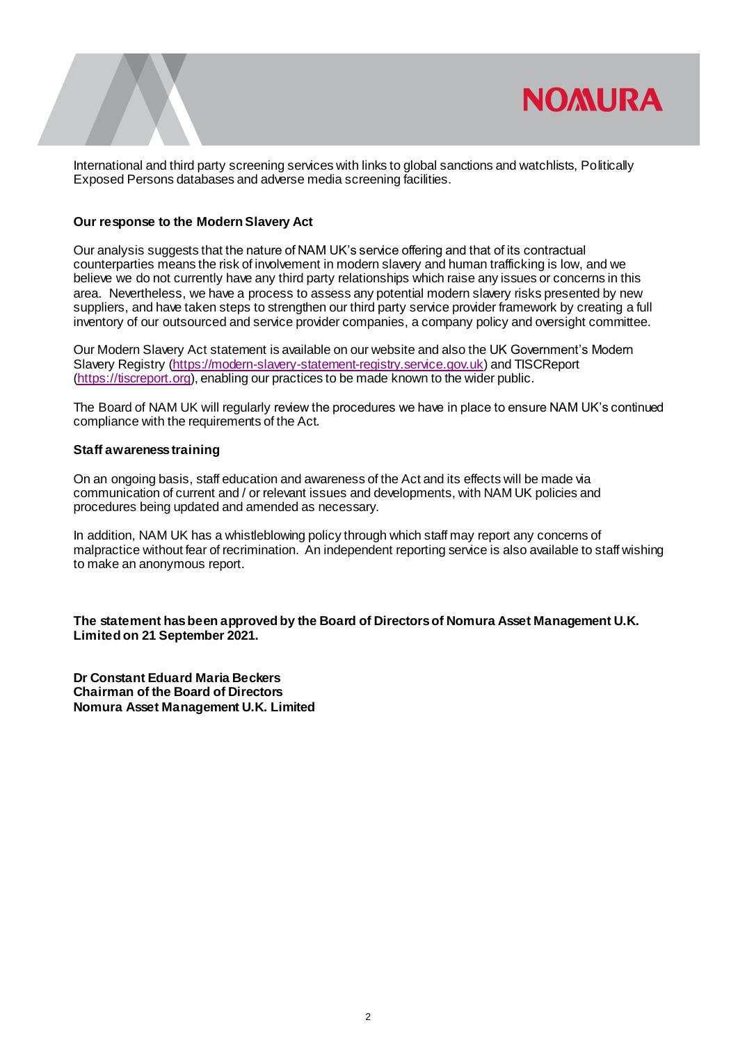International and third party screening services with links to global sanctions and watchlists, Politically Exposed Persons databases and adverse media screening facilities.

## Our response to the Modern Slavery Act

Our analysis suggests that the nature of NAM UK's service offering and that of its contractual counterparties means the risk of involvement in modern slavery and human trafficking is low, and we believe we do not currently have any third party relationships which raise any issues or concerns in this area. Nevertheless, we have a process to assess any potential modern slavery risks presented by new suppliers, and have taken steps to strengthen our third party service provider framework by creating a full inventory of our outsourced and service provider companies, a company policy and oversight committee.

Our Modern Slavery Act statement is available on our website and also the UK Government's Modern Slavery Registry (https://modern-slavery-statement-registry.service.gov.uk) and TISCReport (https://tiscreport.org), enabling our practices to be made known to the wider public.

The Board of NAM UK will regularly review the procedures we have in place to ensure NAM UK's continued compliance with the requirements of the Act.

## Staff awareness training

On an ongoing basis, staff education and awareness of the Act and its effects will be made via communication of current and / or relevant issues and developments, with NAM UK policies and procedures being updated and amended as necessary.

In addition, NAM UK has a whistleblowing policy through which staff may report any concerns of malpractice without fear of recrimination. An independent reporting service is also available to staff wishing to make an anonymous report.

**The statement has been approved by the Board of Directors of Nomura Asset Management U.K. Limited on 21 September 2021.**

**Dr Constant Eduard Maria Beckers**
**Chairman of the Board of Directors**
**Nomura Asset Management U.K. Limited**